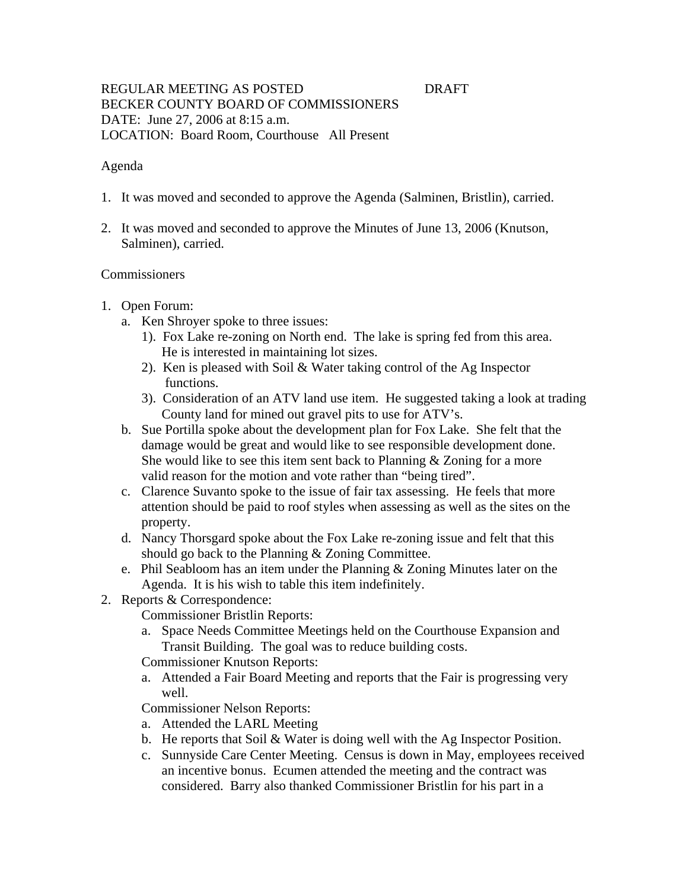REGULAR MEETING AS POSTED DRAFT
BECKER COUNTY BOARD OF COMMISSIONERS
DATE: June 27, 2006 at 8:15 a.m.
LOCATION: Board Room, Courthouse All Present

Agenda

1. It was moved and seconded to approve the Agenda (Salminen, Bristlin), carried.

2. It was moved and seconded to approve the Minutes of June 13, 2006 (Knutson, Salminen), carried.

Commissioners

1. Open Forum:
   a. Ken Shroyer spoke to three issues:
      1). Fox Lake re-zoning on North end. The lake is spring fed from this area. He is interested in maintaining lot sizes.
      2). Ken is pleased with Soil & Water taking control of the Ag Inspector functions.
      3). Consideration of an ATV land use item. He suggested taking a look at trading County land for mined out gravel pits to use for ATV's.
   b. Sue Portilla spoke about the development plan for Fox Lake. She felt that the damage would be great and would like to see responsible development done. She would like to see this item sent back to Planning & Zoning for a more valid reason for the motion and vote rather than "being tired".
   c. Clarence Suvanto spoke to the issue of fair tax assessing. He feels that more attention should be paid to roof styles when assessing as well as the sites on the property.
   d. Nancy Thorsgard spoke about the Fox Lake re-zoning issue and felt that this should go back to the Planning & Zoning Committee.
   e. Phil Seabloom has an item under the Planning & Zoning Minutes later on the Agenda. It is his wish to table this item indefinitely.
2. Reports & Correspondence:
   Commissioner Bristlin Reports:
   a. Space Needs Committee Meetings held on the Courthouse Expansion and Transit Building. The goal was to reduce building costs.
   
   Commissioner Knutson Reports:
   a. Attended a Fair Board Meeting and reports that the Fair is progressing very well.
   
   Commissioner Nelson Reports:
   a. Attended the LARL Meeting
   b. He reports that Soil & Water is doing well with the Ag Inspector Position.
   c. Sunnyside Care Center Meeting. Census is down in May, employees received an incentive bonus. Ecumen attended the meeting and the contract was considered. Barry also thanked Commissioner Bristlin for his part in a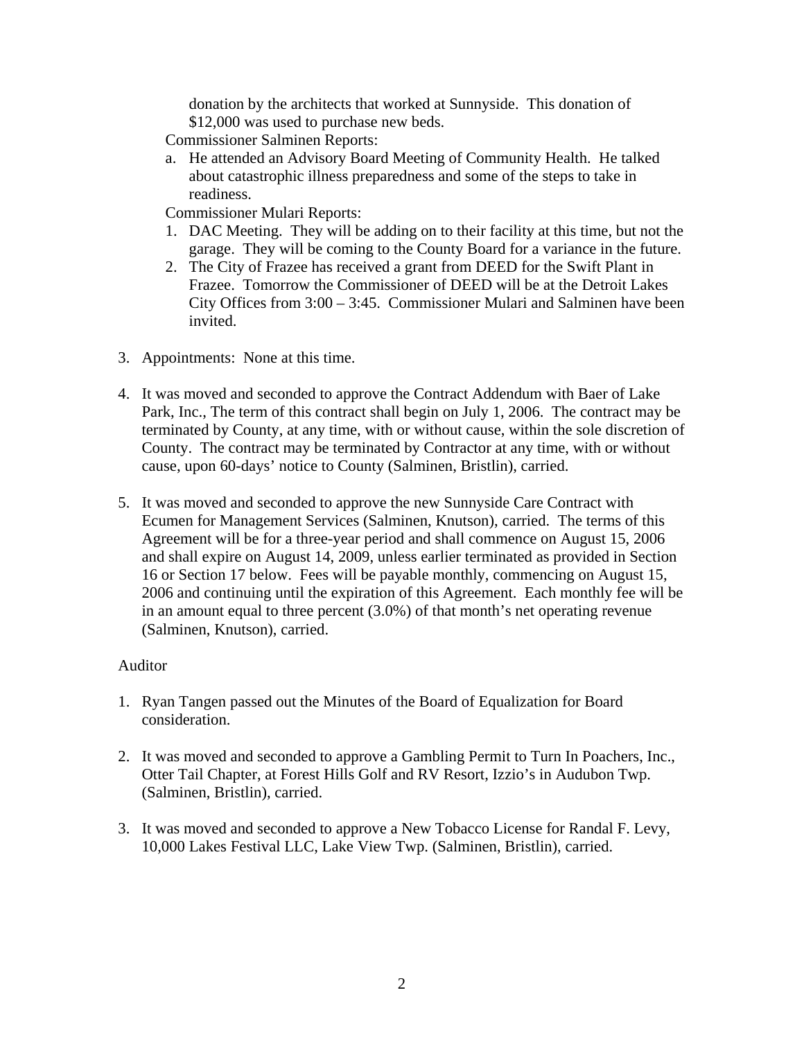donation by the architects that worked at Sunnyside. This donation of $12,000 was used to purchase new beds.

Commissioner Salminen Reports:

a. He attended an Advisory Board Meeting of Community Health. He talked about catastrophic illness preparedness and some of the steps to take in readiness.

Commissioner Mulari Reports:

1. DAC Meeting. They will be adding on to their facility at this time, but not the garage. They will be coming to the County Board for a variance in the future.
2. The City of Frazee has received a grant from DEED for the Swift Plant in Frazee. Tomorrow the Commissioner of DEED will be at the Detroit Lakes City Offices from 3:00 – 3:45. Commissioner Mulari and Salminen have been invited.

3. Appointments: None at this time.

4. It was moved and seconded to approve the Contract Addendum with Baer of Lake Park, Inc., The term of this contract shall begin on July 1, 2006. The contract may be terminated by County, at any time, with or without cause, within the sole discretion of County. The contract may be terminated by Contractor at any time, with or without cause, upon 60-days' notice to County (Salminen, Bristlin), carried.

5. It was moved and seconded to approve the new Sunnyside Care Contract with Ecumen for Management Services (Salminen, Knutson), carried. The terms of this Agreement will be for a three-year period and shall commence on August 15, 2006 and shall expire on August 14, 2009, unless earlier terminated as provided in Section 16 or Section 17 below. Fees will be payable monthly, commencing on August 15, 2006 and continuing until the expiration of this Agreement. Each monthly fee will be in an amount equal to three percent (3.0%) of that month's net operating revenue (Salminen, Knutson), carried.

Auditor

1. Ryan Tangen passed out the Minutes of the Board of Equalization for Board consideration.

2. It was moved and seconded to approve a Gambling Permit to Turn In Poachers, Inc., Otter Tail Chapter, at Forest Hills Golf and RV Resort, Izzio's in Audubon Twp. (Salminen, Bristlin), carried.

3. It was moved and seconded to approve a New Tobacco License for Randal F. Levy, 10,000 Lakes Festival LLC, Lake View Twp. (Salminen, Bristlin), carried.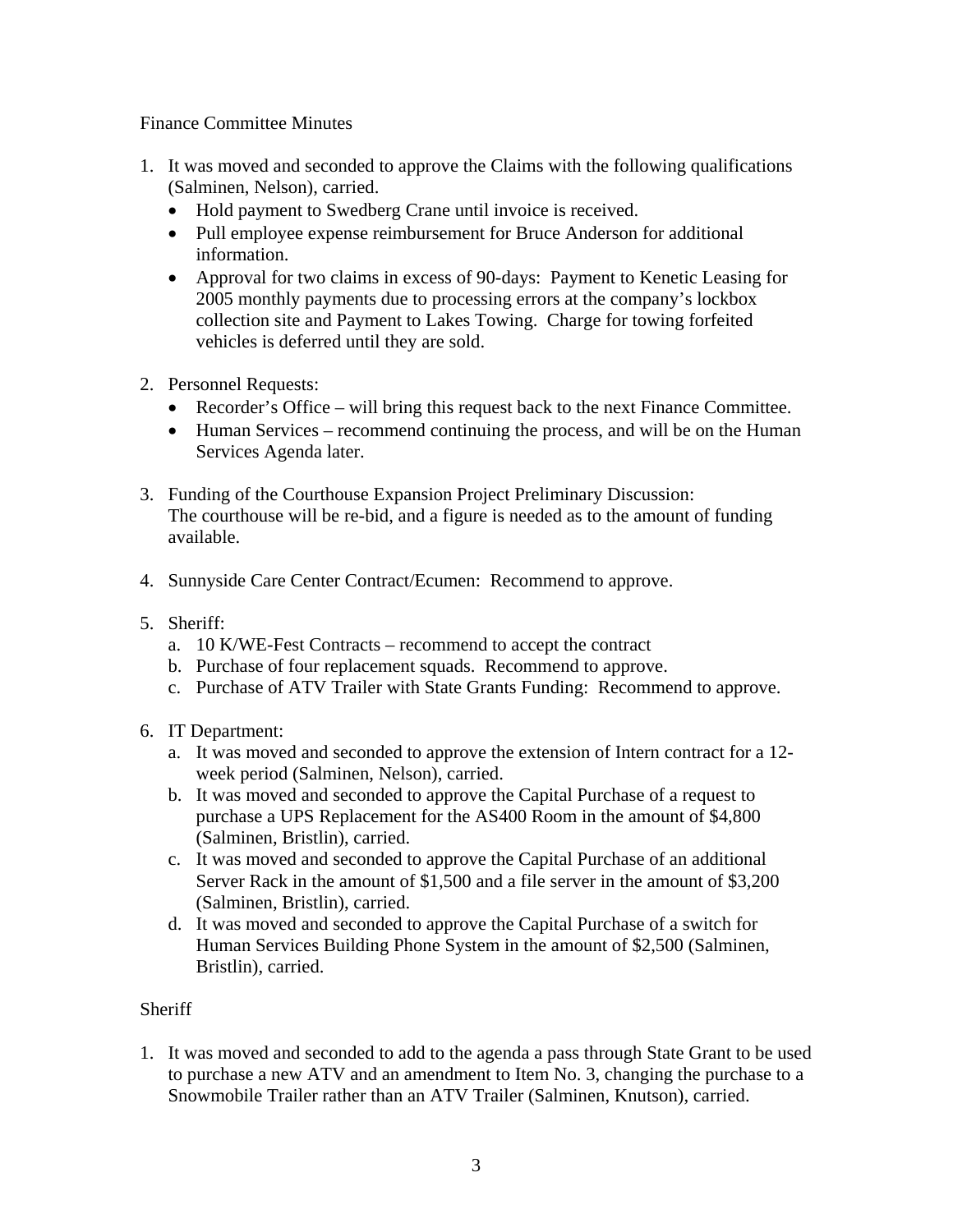Finance Committee Minutes

1. It was moved and seconded to approve the Claims with the following qualifications (Salminen, Nelson), carried.
   - Hold payment to Swedberg Crane until invoice is received.
   - Pull employee expense reimbursement for Bruce Anderson for additional information.
   - Approval for two claims in excess of 90-days: Payment to Kenetic Leasing for 2005 monthly payments due to processing errors at the company's lockbox collection site and Payment to Lakes Towing. Charge for towing forfeited vehicles is deferred until they are sold.

2. Personnel Requests:
   - Recorder's Office – will bring this request back to the next Finance Committee.
   - Human Services – recommend continuing the process, and will be on the Human Services Agenda later.

3. Funding of the Courthouse Expansion Project Preliminary Discussion: The courthouse will be re-bid, and a figure is needed as to the amount of funding available.

4. Sunnyside Care Center Contract/Ecumen: Recommend to approve.

5. Sheriff:
   a. 10 K/WE-Fest Contracts – recommend to accept the contract
   b. Purchase of four replacement squads. Recommend to approve.
   c. Purchase of ATV Trailer with State Grants Funding: Recommend to approve.

6. IT Department:
   a. It was moved and seconded to approve the extension of Intern contract for a 12-week period (Salminen, Nelson), carried.
   b. It was moved and seconded to approve the Capital Purchase of a request to purchase a UPS Replacement for the AS400 Room in the amount of $4,800 (Salminen, Bristlin), carried.
   c. It was moved and seconded to approve the Capital Purchase of an additional Server Rack in the amount of $1,500 and a file server in the amount of $3,200 (Salminen, Bristlin), carried.
   d. It was moved and seconded to approve the Capital Purchase of a switch for Human Services Building Phone System in the amount of $2,500 (Salminen, Bristlin), carried.

Sheriff

1. It was moved and seconded to add to the agenda a pass through State Grant to be used to purchase a new ATV and an amendment to Item No. 3, changing the purchase to a Snowmobile Trailer rather than an ATV Trailer (Salminen, Knutson), carried.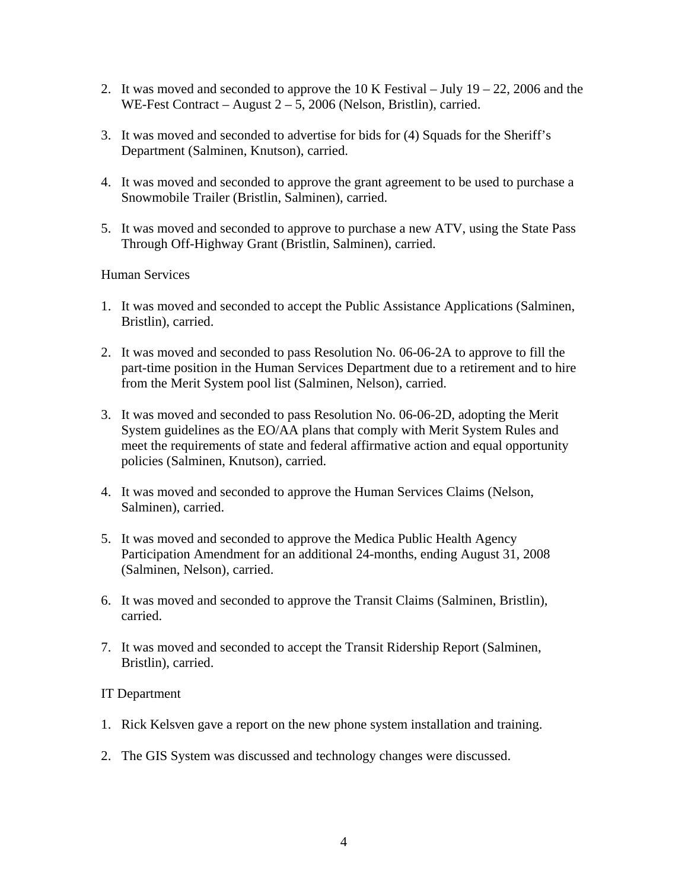2. It was moved and seconded to approve the 10 K Festival – July 19 – 22, 2006 and the WE-Fest Contract – August 2 – 5, 2006 (Nelson, Bristlin), carried.

3. It was moved and seconded to advertise for bids for (4) Squads for the Sheriff's Department (Salminen, Knutson), carried.

4. It was moved and seconded to approve the grant agreement to be used to purchase a Snowmobile Trailer (Bristlin, Salminen), carried.

5. It was moved and seconded to approve to purchase a new ATV, using the State Pass Through Off-Highway Grant (Bristlin, Salminen), carried.

Human Services

1. It was moved and seconded to accept the Public Assistance Applications (Salminen, Bristlin), carried.

2. It was moved and seconded to pass Resolution No. 06-06-2A to approve to fill the part-time position in the Human Services Department due to a retirement and to hire from the Merit System pool list (Salminen, Nelson), carried.

3. It was moved and seconded to pass Resolution No. 06-06-2D, adopting the Merit System guidelines as the EO/AA plans that comply with Merit System Rules and meet the requirements of state and federal affirmative action and equal opportunity policies (Salminen, Knutson), carried.

4. It was moved and seconded to approve the Human Services Claims (Nelson, Salminen), carried.

5. It was moved and seconded to approve the Medica Public Health Agency Participation Amendment for an additional 24-months, ending August 31, 2008 (Salminen, Nelson), carried.

6. It was moved and seconded to approve the Transit Claims (Salminen, Bristlin), carried.

7. It was moved and seconded to accept the Transit Ridership Report (Salminen, Bristlin), carried.

IT Department

1. Rick Kelsven gave a report on the new phone system installation and training.

2. The GIS System was discussed and technology changes were discussed.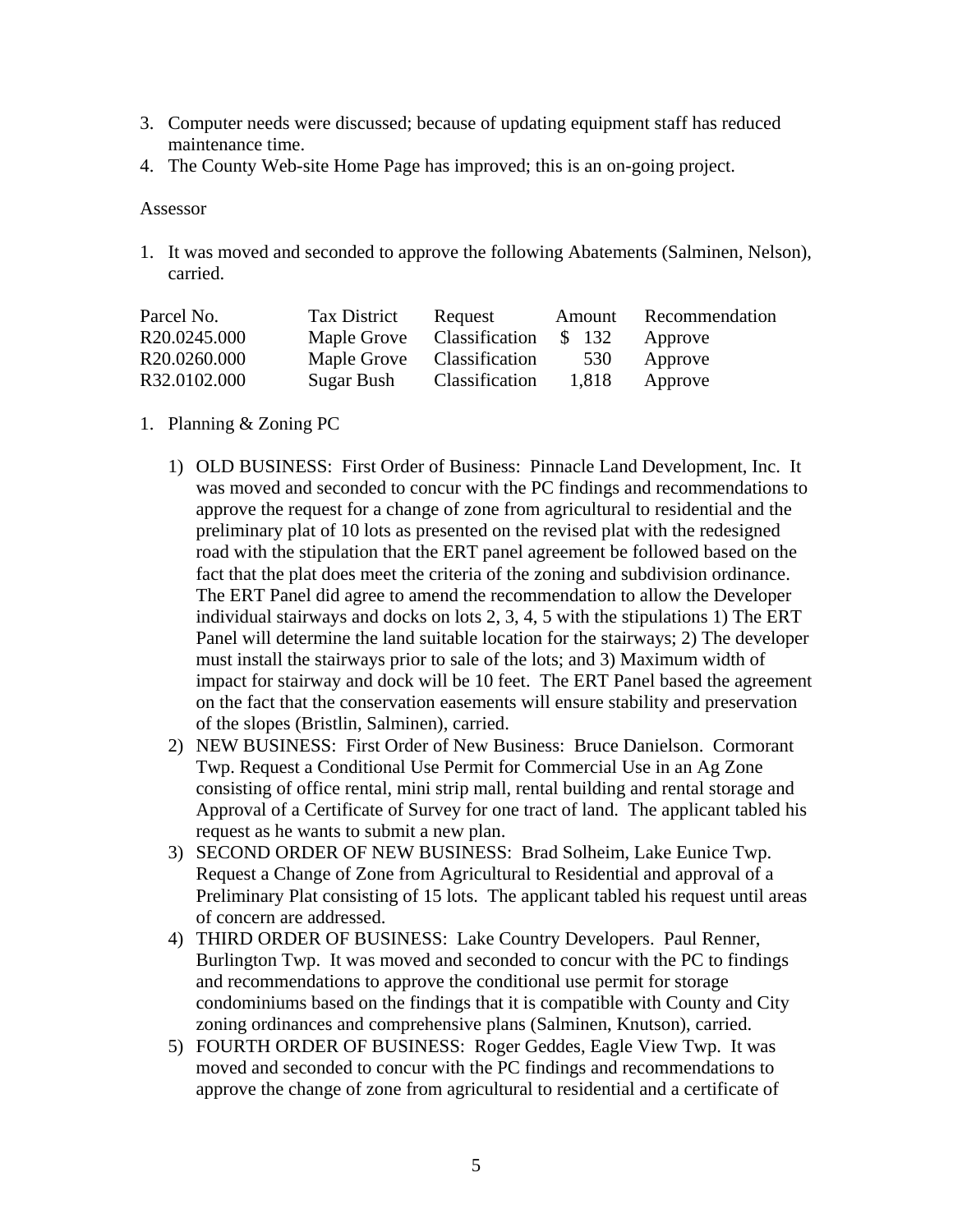3. Computer needs were discussed; because of updating equipment staff has reduced maintenance time.
4. The County Web-site Home Page has improved; this is an on-going project.

Assessor

1. It was moved and seconded to approve the following Abatements (Salminen, Nelson), carried.

| Parcel No. | Tax District | Request | Amount | Recommendation |
|---|---|---|---|---|
| R20.0245.000 | Maple Grove | Classification | $ 132 | Approve |
| R20.0260.000 | Maple Grove | Classification | 530 | Approve |
| R32.0102.000 | Sugar Bush | Classification | 1,818 | Approve |

1. Planning & Zoning PC

    1) OLD BUSINESS: First Order of Business: Pinnacle Land Development, Inc. It was moved and seconded to concur with the PC findings and recommendations to approve the request for a change of zone from agricultural to residential and the preliminary plat of 10 lots as presented on the revised plat with the redesigned road with the stipulation that the ERT panel agreement be followed based on the fact that the plat does meet the criteria of the zoning and subdivision ordinance. The ERT Panel did agree to amend the recommendation to allow the Developer individual stairways and docks on lots 2, 3, 4, 5 with the stipulations 1) The ERT Panel will determine the land suitable location for the stairways; 2) The developer must install the stairways prior to sale of the lots; and 3) Maximum width of impact for stairway and dock will be 10 feet. The ERT Panel based the agreement on the fact that the conservation easements will ensure stability and preservation of the slopes (Bristlin, Salminen), carried.
    2) NEW BUSINESS: First Order of New Business: Bruce Danielson. Cormorant Twp. Request a Conditional Use Permit for Commercial Use in an Ag Zone consisting of office rental, mini strip mall, rental building and rental storage and Approval of a Certificate of Survey for one tract of land. The applicant tabled his request as he wants to submit a new plan.
    3) SECOND ORDER OF NEW BUSINESS: Brad Solheim, Lake Eunice Twp. Request a Change of Zone from Agricultural to Residential and approval of a Preliminary Plat consisting of 15 lots. The applicant tabled his request until areas of concern are addressed.
    4) THIRD ORDER OF BUSINESS: Lake Country Developers. Paul Renner, Burlington Twp. It was moved and seconded to concur with the PC to findings and recommendations to approve the conditional use permit for storage condominiums based on the findings that it is compatible with County and City zoning ordinances and comprehensive plans (Salminen, Knutson), carried.
    5) FOURTH ORDER OF BUSINESS: Roger Geddes, Eagle View Twp. It was moved and seconded to concur with the PC findings and recommendations to approve the change of zone from agricultural to residential and a certificate of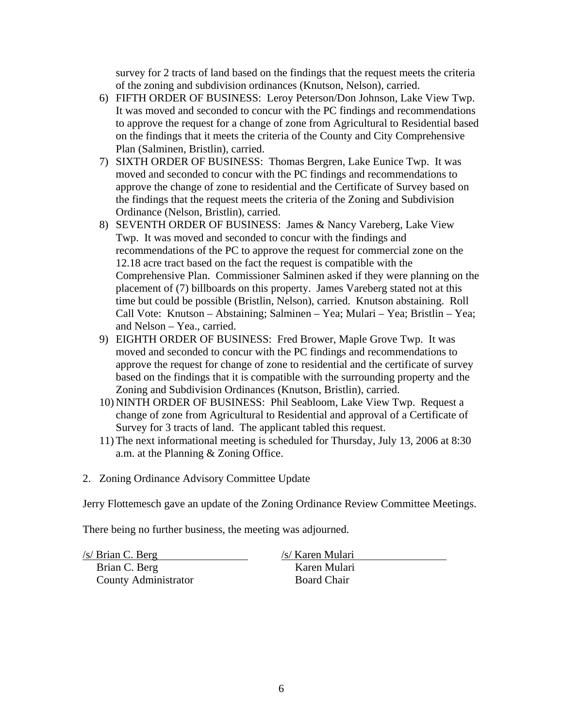survey for 2 tracts of land based on the findings that the request meets the criteria of the zoning and subdivision ordinances (Knutson, Nelson), carried.

6) FIFTH ORDER OF BUSINESS: Leroy Peterson/Don Johnson, Lake View Twp. It was moved and seconded to concur with the PC findings and recommendations to approve the request for a change of zone from Agricultural to Residential based on the findings that it meets the criteria of the County and City Comprehensive Plan (Salminen, Bristlin), carried.
7) SIXTH ORDER OF BUSINESS: Thomas Bergren, Lake Eunice Twp. It was moved and seconded to concur with the PC findings and recommendations to approve the change of zone to residential and the Certificate of Survey based on the findings that the request meets the criteria of the Zoning and Subdivision Ordinance (Nelson, Bristlin), carried.
8) SEVENTH ORDER OF BUSINESS: James & Nancy Vareberg, Lake View Twp. It was moved and seconded to concur with the findings and recommendations of the PC to approve the request for commercial zone on the 12.18 acre tract based on the fact the request is compatible with the Comprehensive Plan. Commissioner Salminen asked if they were planning on the placement of (7) billboards on this property. James Vareberg stated not at this time but could be possible (Bristlin, Nelson), carried. Knutson abstaining. Roll Call Vote: Knutson – Abstaining; Salminen – Yea; Mulari – Yea; Bristlin – Yea; and Nelson – Yea., carried.
9) EIGHTH ORDER OF BUSINESS: Fred Brower, Maple Grove Twp. It was moved and seconded to concur with the PC findings and recommendations to approve the request for change of zone to residential and the certificate of survey based on the findings that it is compatible with the surrounding property and the Zoning and Subdivision Ordinances (Knutson, Bristlin), carried.
10) NINTH ORDER OF BUSINESS: Phil Seabloom, Lake View Twp. Request a change of zone from Agricultural to Residential and approval of a Certificate of Survey for 3 tracts of land. The applicant tabled this request.
11) The next informational meeting is scheduled for Thursday, July 13, 2006 at 8:30 a.m. at the Planning & Zoning Office.

2. Zoning Ordinance Advisory Committee Update

Jerry Flottemesch gave an update of the Zoning Ordinance Review Committee Meetings.

There being no further business, the meeting was adjourned.

/s/ Brian C. Berg
Brian C. Berg
County Administrator

/s/ Karen Mulari
Karen Mulari
Board Chair